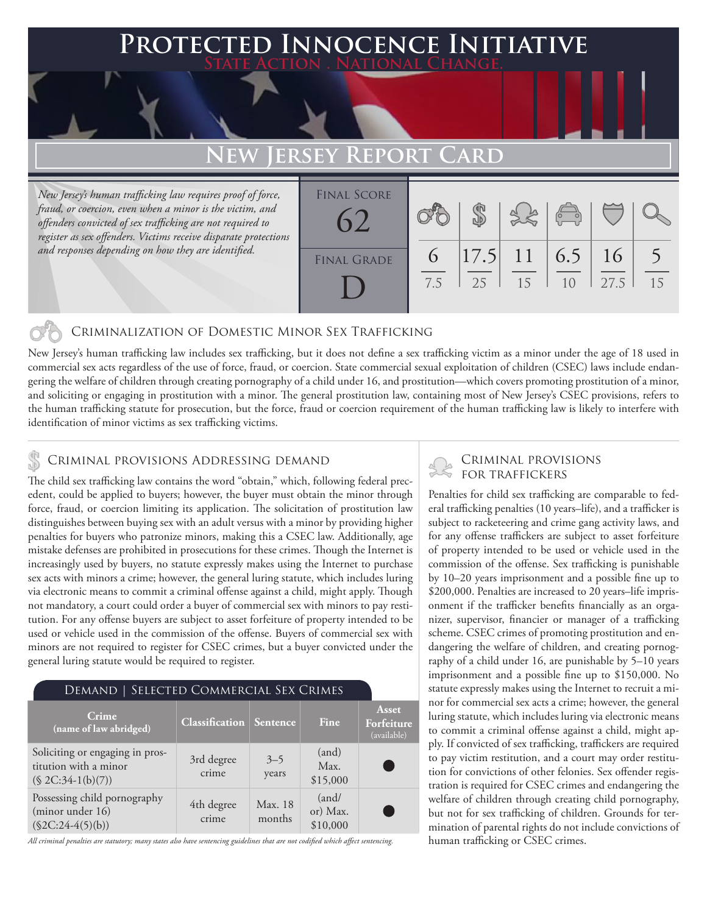# Protected Innocence Initiative

State Action . National Change.

## New Jersey Report Card

*New Jersey's human trafficking law requires proof of force, fraud, or coercion, even when a minor is the victim, and offenders convicted of sex trafficking are not required to register as sex offenders. Victims receive disparate protections and responses depending on how they are identified.*

| Final Score | Final Grade |
|---|---|
| 62 | D |

| Criminalization of Domestic Minor Sex Trafficking | Criminal Provisions Addressing Demand | Criminal Provisions for Traffickers | Criminal Provisions for Facilitators | Protective Provisions for the Child Victims | Criminal Justice Tools for Investigation and Prosecutions |
|---|---|---|---|---|---|
| 6 / 7.5 | 17.5 / 25 | 11 / 15 | 6.5 / 10 | 16 / 27.5 | 5 / 15 |

### Criminalization of Domestic Minor Sex Trafficking

New Jersey's human trafficking law includes sex trafficking, but it does not define a sex trafficking victim as a minor under the age of 18 used in commercial sex acts regardless of the use of force, fraud, or coercion. State commercial sexual exploitation of children (CSEC) laws include endangering the welfare of children through creating pornography of a child under 16, and prostitution—which covers promoting prostitution of a minor, and soliciting or engaging in prostitution with a minor. The general prostitution law, containing most of New Jersey's CSEC provisions, refers to the human trafficking statute for prosecution, but the force, fraud or coercion requirement of the human trafficking law is likely to interfere with identification of minor victims as sex trafficking victims.

### Criminal provisions Addressing demand

The child sex trafficking law contains the word "obtain," which, following federal precedent, could be applied to buyers; however, the buyer must obtain the minor through force, fraud, or coercion limiting its application. The solicitation of prostitution law distinguishes between buying sex with an adult versus with a minor by providing higher penalties for buyers who patronize minors, making this a CSEC law. Additionally, age mistake defenses are prohibited in prosecutions for these crimes. Though the Internet is increasingly used by buyers, no statute expressly makes using the Internet to purchase sex acts with minors a crime; however, the general luring statute, which includes luring via electronic means to commit a criminal offense against a child, might apply. Though not mandatory, a court could order a buyer of commercial sex with minors to pay restitution. For any offense buyers are subject to asset forfeiture of property intended to be used or vehicle used in the commission of the offense. Buyers of commercial sex with minors are not required to register for CSEC crimes, but a buyer convicted under the general luring statute would be required to register.

#### Demand | Selected Commercial Sex Crimes

| Crime (name of law abridged) | Classification | Sentence | Fine | Asset Forfeiture (available) |
|---|---|---|---|---|
| Soliciting or engaging in prostitution with a minor (§ 2C:34-1(b)(7)) | 3rd degree crime | 3–5 years | (and) Max. $15,000 | ● |
| Possessing child pornography (minor under 16) (§2C:24-4(5)(b)) | 4th degree crime | Max. 18 months | (and/ or) Max. $10,000 | ● |

*All criminal penalties are statutory; many states also have sentencing guidelines that are not codified which affect sentencing.*

### Criminal provisions for traffickers

Penalties for child sex trafficking are comparable to federal trafficking penalties (10 years–life), and a trafficker is subject to racketeering and crime gang activity laws, and for any offense traffickers are subject to asset forfeiture of property intended to be used or vehicle used in the commission of the offense. Sex trafficking is punishable by 10–20 years imprisonment and a possible fine up to $200,000. Penalties are increased to 20 years–life imprisonment if the trafficker benefits financially as an organizer, supervisor, financier or manager of a trafficking scheme. CSEC crimes of promoting prostitution and endangering the welfare of children, and creating pornography of a child under 16, are punishable by 5–10 years imprisonment and a possible fine up to $150,000. No statute expressly makes using the Internet to recruit a minor for commercial sex acts a crime; however, the general luring statute, which includes luring via electronic means to commit a criminal offense against a child, might apply. If convicted of sex trafficking, traffickers are required to pay victim restitution, and a court may order restitution for convictions of other felonies. Sex offender registration is required for CSEC crimes and endangering the welfare of children through creating child pornography, but not for sex trafficking of children. Grounds for termination of parental rights do not include convictions of human trafficking or CSEC crimes.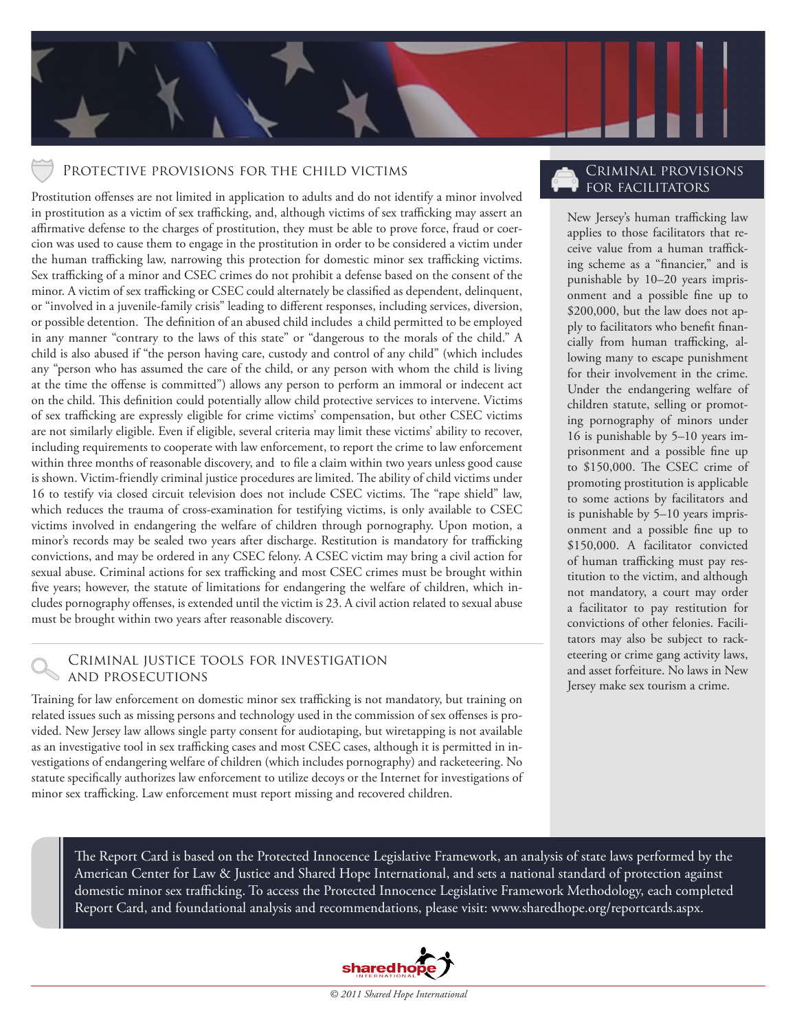## Protective provisions for the child victims

Prostitution offenses are not limited in application to adults and do not identify a minor involved in prostitution as a victim of sex trafficking, and, although victims of sex trafficking may assert an affirmative defense to the charges of prostitution, they must be able to prove force, fraud or coercion was used to cause them to engage in the prostitution in order to be considered a victim under the human trafficking law, narrowing this protection for domestic minor sex trafficking victims. Sex trafficking of a minor and CSEC crimes do not prohibit a defense based on the consent of the minor. A victim of sex trafficking or CSEC could alternately be classified as dependent, delinquent, or "involved in a juvenile-family crisis" leading to different responses, including services, diversion, or possible detention. The definition of an abused child includes a child permitted to be employed in any manner "contrary to the laws of this state" or "dangerous to the morals of the child." A child is also abused if "the person having care, custody and control of any child" (which includes any "person who has assumed the care of the child, or any person with whom the child is living at the time the offense is committed") allows any person to perform an immoral or indecent act on the child. This definition could potentially allow child protective services to intervene. Victims of sex trafficking are expressly eligible for crime victims' compensation, but other CSEC victims are not similarly eligible. Even if eligible, several criteria may limit these victims' ability to recover, including requirements to cooperate with law enforcement, to report the crime to law enforcement within three months of reasonable discovery, and to file a claim within two years unless good cause is shown. Victim-friendly criminal justice procedures are limited. The ability of child victims under 16 to testify via closed circuit television does not include CSEC victims. The "rape shield" law, which reduces the trauma of cross-examination for testifying victims, is only available to CSEC victims involved in endangering the welfare of children through pornography. Upon motion, a minor's records may be sealed two years after discharge. Restitution is mandatory for trafficking convictions, and may be ordered in any CSEC felony. A CSEC victim may bring a civil action for sexual abuse. Criminal actions for sex trafficking and most CSEC crimes must be brought within five years; however, the statute of limitations for endangering the welfare of children, which includes pornography offenses, is extended until the victim is 23. A civil action related to sexual abuse must be brought within two years after reasonable discovery.

## Criminal justice tools for investigation and prosecutions

Training for law enforcement on domestic minor sex trafficking is not mandatory, but training on related issues such as missing persons and technology used in the commission of sex offenses is provided. New Jersey law allows single party consent for audiotaping, but wiretapping is not available as an investigative tool in sex trafficking cases and most CSEC cases, although it is permitted in investigations of endangering welfare of children (which includes pornography) and racketeering. No statute specifically authorizes law enforcement to utilize decoys or the Internet for investigations of minor sex trafficking. Law enforcement must report missing and recovered children.

## Criminal provisions for facilitators

New Jersey's human trafficking law applies to those facilitators that receive value from a human trafficking scheme as a "financier," and is punishable by 10–20 years imprisonment and a possible fine up to $200,000, but the law does not apply to facilitators who benefit financially from human trafficking, allowing many to escape punishment for their involvement in the crime. Under the endangering welfare of children statute, selling or promoting pornography of minors under 16 is punishable by 5–10 years imprisonment and a possible fine up to $150,000. The CSEC crime of promoting prostitution is applicable to some actions by facilitators and is punishable by 5–10 years imprisonment and a possible fine up to $150,000. A facilitator convicted of human trafficking must pay restitution to the victim, and although not mandatory, a court may order a facilitator to pay restitution for convictions of other felonies. Facilitators may also be subject to racketeering or crime gang activity laws, and asset forfeiture. No laws in New Jersey make sex tourism a crime.

The Report Card is based on the Protected Innocence Legislative Framework, an analysis of state laws performed by the American Center for Law & Justice and Shared Hope International, and sets a national standard of protection against domestic minor sex trafficking. To access the Protected Innocence Legislative Framework Methodology, each completed Report Card, and foundational analysis and recommendations, please visit: www.sharedhope.org/reportcards.aspx.

sharedhope INTERNATIONAL

*© 2011 Shared Hope International*